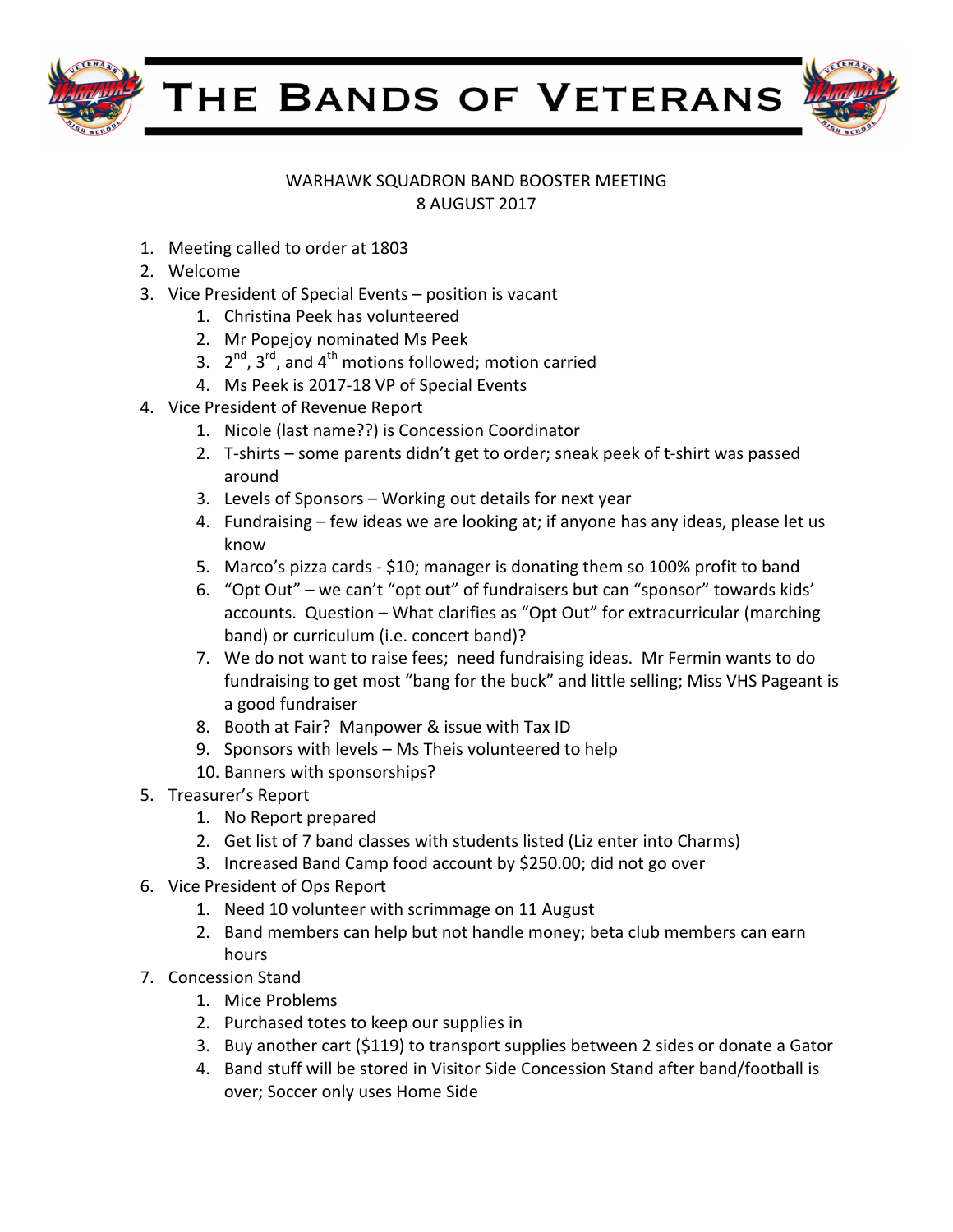# The Bands of Veterans

WARHAWK SQUADRON BAND BOOSTER MEETING
8 AUGUST 2017

1. Meeting called to order at 1803
2. Welcome
3. Vice President of Special Events – position is vacant
    1. Christina Peek has volunteered
    2. Mr Popejoy nominated Ms Peek
    3. 2nd, 3rd, and 4th motions followed; motion carried
    4. Ms Peek is 2017-18 VP of Special Events
4. Vice President of Revenue Report
    1. Nicole (last name??) is Concession Coordinator
    2. T-shirts – some parents didn't get to order; sneak peek of t-shirt was passed around
    3. Levels of Sponsors – Working out details for next year
    4. Fundraising – few ideas we are looking at; if anyone has any ideas, please let us know
    5. Marco's pizza cards - $10; manager is donating them so 100% profit to band
    6. "Opt Out" – we can't "opt out" of fundraisers but can "sponsor" towards kids' accounts. Question – What clarifies as "Opt Out" for extracurricular (marching band) or curriculum (i.e. concert band)?
    7. We do not want to raise fees; need fundraising ideas. Mr Fermin wants to do fundraising to get most "bang for the buck" and little selling; Miss VHS Pageant is a good fundraiser
    8. Booth at Fair? Manpower & issue with Tax ID
    9. Sponsors with levels – Ms Theis volunteered to help
    10. Banners with sponsorships?
5. Treasurer's Report
    1. No Report prepared
    2. Get list of 7 band classes with students listed (Liz enter into Charms)
    3. Increased Band Camp food account by $250.00; did not go over
6. Vice President of Ops Report
    1. Need 10 volunteer with scrimmage on 11 August
    2. Band members can help but not handle money; beta club members can earn hours
7. Concession Stand
    1. Mice Problems
    2. Purchased totes to keep our supplies in
    3. Buy another cart ($119) to transport supplies between 2 sides or donate a Gator
    4. Band stuff will be stored in Visitor Side Concession Stand after band/football is over; Soccer only uses Home Side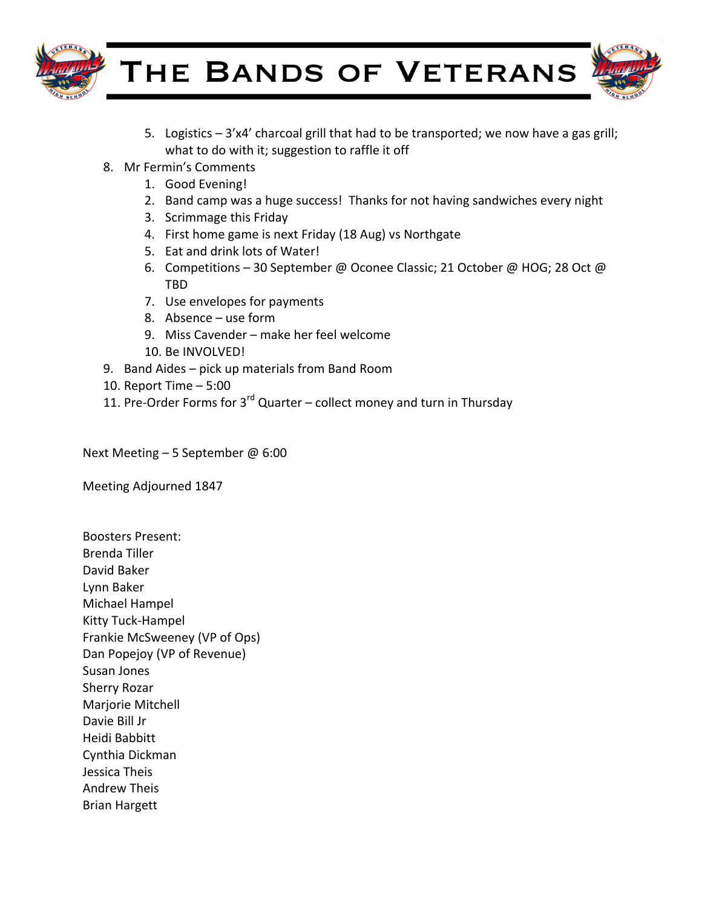5. Logistics – 3'x4' charcoal grill that had to be transported; we now have a gas grill; what to do with it; suggestion to raffle it off

8. Mr Fermin's Comments
    1. Good Evening!
    2. Band camp was a huge success! Thanks for not having sandwiches every night
    3. Scrimmage this Friday
    4. First home game is next Friday (18 Aug) vs Northgate
    5. Eat and drink lots of Water!
    6. Competitions – 30 September @ Oconee Classic; 21 October @ HOG; 28 Oct @ TBD
    7. Use envelopes for payments
    8. Absence – use form
    9. Miss Cavender – make her feel welcome
    10. Be INVOLVED!
9. Band Aides – pick up materials from Band Room
10. Report Time – 5:00
11. Pre-Order Forms for 3rd Quarter – collect money and turn in Thursday

Next Meeting – 5 September @ 6:00

Meeting Adjourned 1847

Boosters Present:
Brenda Tiller
David Baker
Lynn Baker
Michael Hampel
Kitty Tuck-Hampel
Frankie McSweeney (VP of Ops)
Dan Popejoy (VP of Revenue)
Susan Jones
Sherry Rozar
Marjorie Mitchell
Davie Bill Jr
Heidi Babbitt
Cynthia Dickman
Jessica Theis
Andrew Theis
Brian Hargett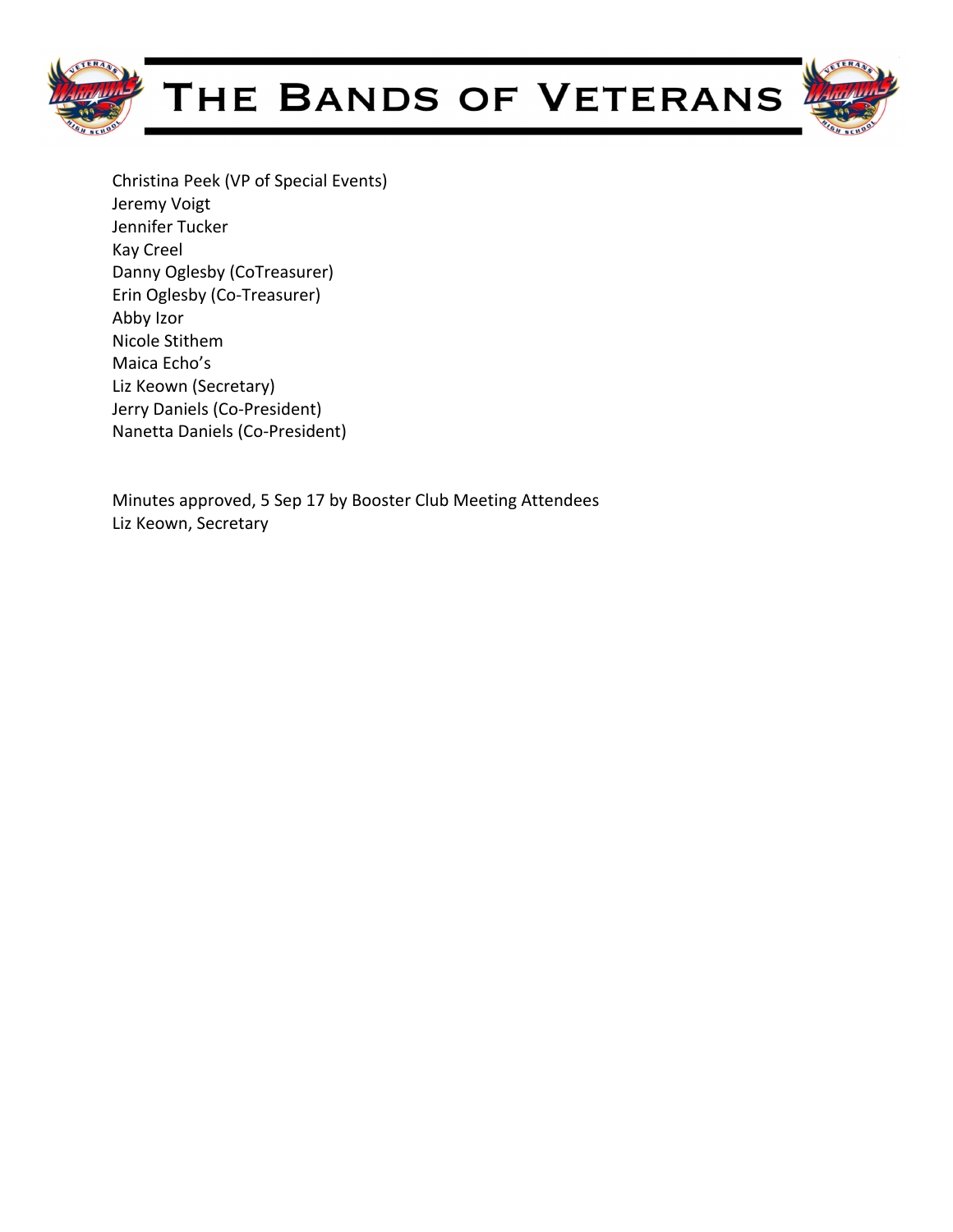Christina Peek (VP of Special Events)
Jeremy Voigt
Jennifer Tucker
Kay Creel
Danny Oglesby (CoTreasurer)
Erin Oglesby (Co-Treasurer)
Abby Izor
Nicole Stithem
Maica Echo's
Liz Keown (Secretary)
Jerry Daniels (Co-President)
Nanetta Daniels (Co-President)

Minutes approved, 5 Sep 17 by Booster Club Meeting Attendees
Liz Keown, Secretary